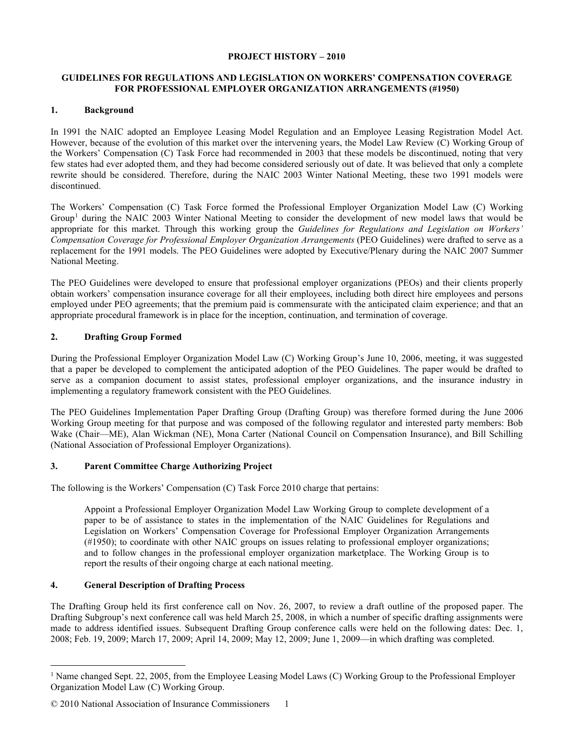# PROJECT HISTORY – 2010

## GUIDELINES FOR REGULATIONS AND LEGISLATION ON WORKERS' COMPENSATION COVERAGE FOR PROFESSIONAL EMPLOYER ORGANIZATION ARRANGEMENTS (#1950)

### 1. Background

In 1991 the NAIC adopted an Employee Leasing Model Regulation and an Employee Leasing Registration Model Act. However, because of the evolution of this market over the intervening years, the Model Law Review (C) Working Group of the Workers' Compensation (C) Task Force had recommended in 2003 that these models be discontinued, noting that very few states had ever adopted them, and they had become considered seriously out of date. It was believed that only a complete rewrite should be considered. Therefore, during the NAIC 2003 Winter National Meeting, these two 1991 models were discontinued.

The Workers' Compensation (C) Task Force formed the Professional Employer Organization Model Law (C) Working Group[1] during the NAIC 2003 Winter National Meeting to consider the development of new model laws that would be appropriate for this market. Through this working group the *Guidelines for Regulations and Legislation on Workers' Compensation Coverage for Professional Employer Organization Arrangements* (PEO Guidelines) were drafted to serve as a replacement for the 1991 models. The PEO Guidelines were adopted by Executive/Plenary during the NAIC 2007 Summer National Meeting.

The PEO Guidelines were developed to ensure that professional employer organizations (PEOs) and their clients properly obtain workers' compensation insurance coverage for all their employees, including both direct hire employees and persons employed under PEO agreements; that the premium paid is commensurate with the anticipated claim experience; and that an appropriate procedural framework is in place for the inception, continuation, and termination of coverage.

### 2. Drafting Group Formed

During the Professional Employer Organization Model Law (C) Working Group's June 10, 2006, meeting, it was suggested that a paper be developed to complement the anticipated adoption of the PEO Guidelines. The paper would be drafted to serve as a companion document to assist states, professional employer organizations, and the insurance industry in implementing a regulatory framework consistent with the PEO Guidelines.

The PEO Guidelines Implementation Paper Drafting Group (Drafting Group) was therefore formed during the June 2006 Working Group meeting for that purpose and was composed of the following regulator and interested party members: Bob Wake (Chair—ME), Alan Wickman (NE), Mona Carter (National Council on Compensation Insurance), and Bill Schilling (National Association of Professional Employer Organizations).

### 3. Parent Committee Charge Authorizing Project

The following is the Workers' Compensation (C) Task Force 2010 charge that pertains:

> Appoint a Professional Employer Organization Model Law Working Group to complete development of a paper to be of assistance to states in the implementation of the NAIC Guidelines for Regulations and Legislation on Workers' Compensation Coverage for Professional Employer Organization Arrangements (#1950); to coordinate with other NAIC groups on issues relating to professional employer organizations; and to follow changes in the professional employer organization marketplace. The Working Group is to report the results of their ongoing charge at each national meeting.

### 4. General Description of Drafting Process

The Drafting Group held its first conference call on Nov. 26, 2007, to review a draft outline of the proposed paper. The Drafting Subgroup's next conference call was held March 25, 2008, in which a number of specific drafting assignments were made to address identified issues. Subsequent Drafting Group conference calls were held on the following dates: Dec. 1, 2008; Feb. 19, 2009; March 17, 2009; April 14, 2009; May 12, 2009; June 1, 2009—in which drafting was completed.

---

[1] Name changed Sept. 22, 2005, from the Employee Leasing Model Laws (C) Working Group to the Professional Employer Organization Model Law (C) Working Group.

© 2010 National Association of Insurance Commissioners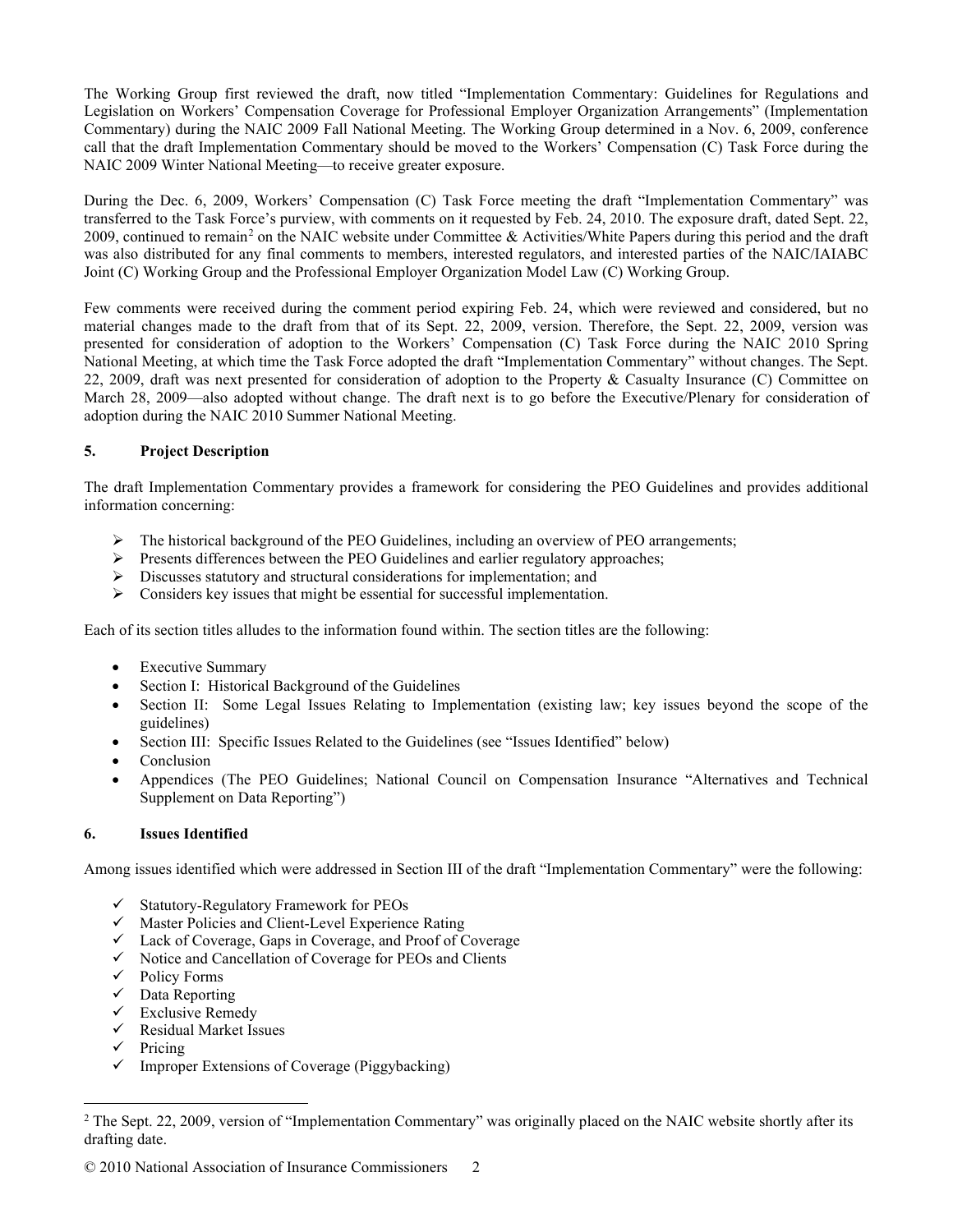The Working Group first reviewed the draft, now titled "Implementation Commentary: Guidelines for Regulations and Legislation on Workers' Compensation Coverage for Professional Employer Organization Arrangements" (Implementation Commentary) during the NAIC 2009 Fall National Meeting. The Working Group determined in a Nov. 6, 2009, conference call that the draft Implementation Commentary should be moved to the Workers' Compensation (C) Task Force during the NAIC 2009 Winter National Meeting—to receive greater exposure.

During the Dec. 6, 2009, Workers' Compensation (C) Task Force meeting the draft "Implementation Commentary" was transferred to the Task Force's purview, with comments on it requested by Feb. 24, 2010. The exposure draft, dated Sept. 22, 2009, continued to remain[2] on the NAIC website under Committee & Activities/White Papers during this period and the draft was also distributed for any final comments to members, interested regulators, and interested parties of the NAIC/IAIABC Joint (C) Working Group and the Professional Employer Organization Model Law (C) Working Group.

Few comments were received during the comment period expiring Feb. 24, which were reviewed and considered, but no material changes made to the draft from that of its Sept. 22, 2009, version. Therefore, the Sept. 22, 2009, version was presented for consideration of adoption to the Workers' Compensation (C) Task Force during the NAIC 2010 Spring National Meeting, at which time the Task Force adopted the draft "Implementation Commentary" without changes. The Sept. 22, 2009, draft was next presented for consideration of adoption to the Property & Casualty Insurance (C) Committee on March 28, 2009—also adopted without change. The draft next is to go before the Executive/Plenary for consideration of adoption during the NAIC 2010 Summer National Meeting.

## 5. Project Description

The draft Implementation Commentary provides a framework for considering the PEO Guidelines and provides additional information concerning:

- The historical background of the PEO Guidelines, including an overview of PEO arrangements;
- Presents differences between the PEO Guidelines and earlier regulatory approaches;
- Discusses statutory and structural considerations for implementation; and
- Considers key issues that might be essential for successful implementation.

Each of its section titles alludes to the information found within. The section titles are the following:

- Executive Summary
- Section I: Historical Background of the Guidelines
- Section II: Some Legal Issues Relating to Implementation (existing law; key issues beyond the scope of the guidelines)
- Section III: Specific Issues Related to the Guidelines (see "Issues Identified" below)
- Conclusion
- Appendices (The PEO Guidelines; National Council on Compensation Insurance "Alternatives and Technical Supplement on Data Reporting")

## 6. Issues Identified

Among issues identified which were addressed in Section III of the draft "Implementation Commentary" were the following:

- ✓ Statutory-Regulatory Framework for PEOs
- ✓ Master Policies and Client-Level Experience Rating
- ✓ Lack of Coverage, Gaps in Coverage, and Proof of Coverage
- ✓ Notice and Cancellation of Coverage for PEOs and Clients
- ✓ Policy Forms
- ✓ Data Reporting
- ✓ Exclusive Remedy
- ✓ Residual Market Issues
- ✓ Pricing
- ✓ Improper Extensions of Coverage (Piggybacking)

[2] The Sept. 22, 2009, version of "Implementation Commentary" was originally placed on the NAIC website shortly after its drafting date.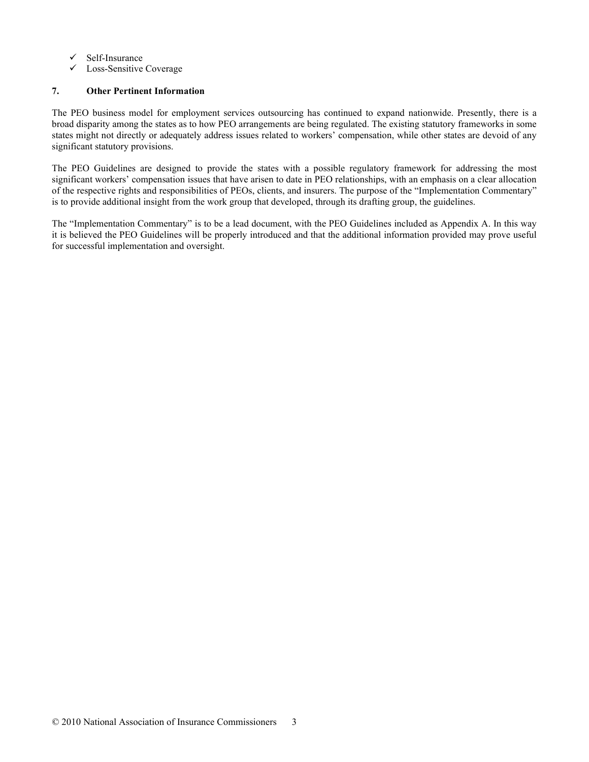- ✓ Self-Insurance
- ✓ Loss-Sensitive Coverage

## 7. Other Pertinent Information

The PEO business model for employment services outsourcing has continued to expand nationwide. Presently, there is a broad disparity among the states as to how PEO arrangements are being regulated. The existing statutory frameworks in some states might not directly or adequately address issues related to workers' compensation, while other states are devoid of any significant statutory provisions.

The PEO Guidelines are designed to provide the states with a possible regulatory framework for addressing the most significant workers' compensation issues that have arisen to date in PEO relationships, with an emphasis on a clear allocation of the respective rights and responsibilities of PEOs, clients, and insurers. The purpose of the "Implementation Commentary" is to provide additional insight from the work group that developed, through its drafting group, the guidelines.

The "Implementation Commentary" is to be a lead document, with the PEO Guidelines included as Appendix A. In this way it is believed the PEO Guidelines will be properly introduced and that the additional information provided may prove useful for successful implementation and oversight.

© 2010 National Association of Insurance Commissioners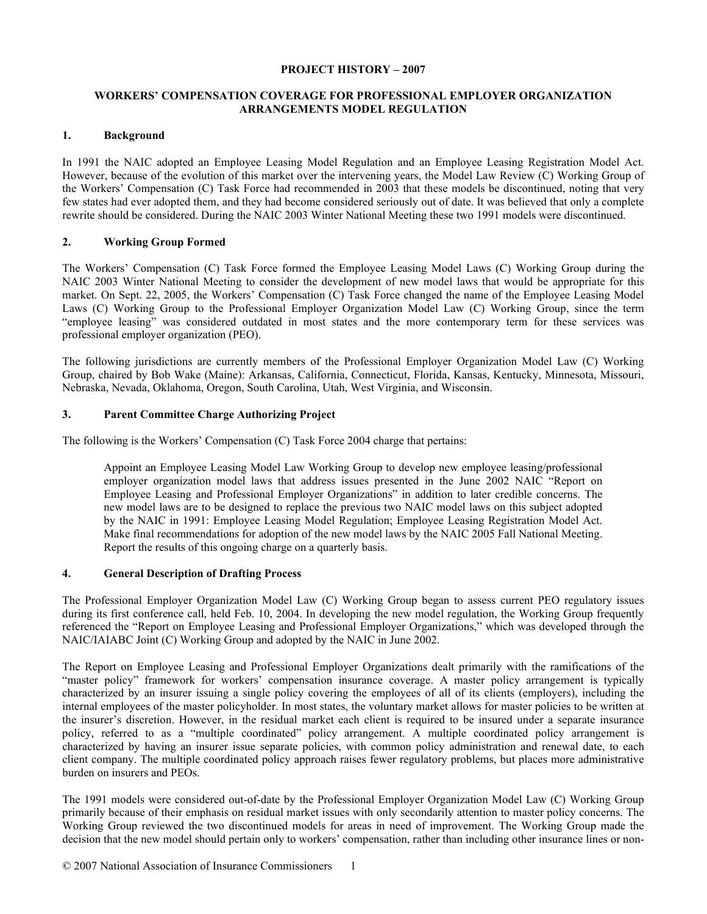**PROJECT HISTORY – 2007**

**WORKERS' COMPENSATION COVERAGE FOR PROFESSIONAL EMPLOYER ORGANIZATION ARRANGEMENTS MODEL REGULATION**

## 1. Background

In 1991 the NAIC adopted an Employee Leasing Model Regulation and an Employee Leasing Registration Model Act. However, because of the evolution of this market over the intervening years, the Model Law Review (C) Working Group of the Workers' Compensation (C) Task Force had recommended in 2003 that these models be discontinued, noting that very few states had ever adopted them, and they had become considered seriously out of date. It was believed that only a complete rewrite should be considered. During the NAIC 2003 Winter National Meeting these two 1991 models were discontinued.

## 2. Working Group Formed

The Workers' Compensation (C) Task Force formed the Employee Leasing Model Laws (C) Working Group during the NAIC 2003 Winter National Meeting to consider the development of new model laws that would be appropriate for this market. On Sept. 22, 2005, the Workers' Compensation (C) Task Force changed the name of the Employee Leasing Model Laws (C) Working Group to the Professional Employer Organization Model Law (C) Working Group, since the term "employee leasing" was considered outdated in most states and the more contemporary term for these services was professional employer organization (PEO).

The following jurisdictions are currently members of the Professional Employer Organization Model Law (C) Working Group, chaired by Bob Wake (Maine): Arkansas, California, Connecticut, Florida, Kansas, Kentucky, Minnesota, Missouri, Nebraska, Nevada, Oklahoma, Oregon, South Carolina, Utah, West Virginia, and Wisconsin.

## 3. Parent Committee Charge Authorizing Project

The following is the Workers' Compensation (C) Task Force 2004 charge that pertains:

> Appoint an Employee Leasing Model Law Working Group to develop new employee leasing/professional employer organization model laws that address issues presented in the June 2002 NAIC "Report on Employee Leasing and Professional Employer Organizations" in addition to later credible concerns. The new model laws are to be designed to replace the previous two NAIC model laws on this subject adopted by the NAIC in 1991: Employee Leasing Model Regulation; Employee Leasing Registration Model Act. Make final recommendations for adoption of the new model laws by the NAIC 2005 Fall National Meeting. Report the results of this ongoing charge on a quarterly basis.

## 4. General Description of Drafting Process

The Professional Employer Organization Model Law (C) Working Group began to assess current PEO regulatory issues during its first conference call, held Feb. 10, 2004. In developing the new model regulation, the Working Group frequently referenced the "Report on Employee Leasing and Professional Employer Organizations," which was developed through the NAIC/IAIABC Joint (C) Working Group and adopted by the NAIC in June 2002.

The Report on Employee Leasing and Professional Employer Organizations dealt primarily with the ramifications of the "master policy" framework for workers' compensation insurance coverage. A master policy arrangement is typically characterized by an insurer issuing a single policy covering the employees of all of its clients (employers), including the internal employees of the master policyholder. In most states, the voluntary market allows for master policies to be written at the insurer's discretion. However, in the residual market each client is required to be insured under a separate insurance policy, referred to as a "multiple coordinated" policy arrangement. A multiple coordinated policy arrangement is characterized by having an insurer issue separate policies, with common policy administration and renewal date, to each client company. The multiple coordinated policy approach raises fewer regulatory problems, but places more administrative burden on insurers and PEOs.

The 1991 models were considered out-of-date by the Professional Employer Organization Model Law (C) Working Group primarily because of their emphasis on residual market issues with only secondarily attention to master policy concerns. The Working Group reviewed the two discontinued models for areas in need of improvement. The Working Group made the decision that the new model should pertain only to workers' compensation, rather than including other insurance lines or non-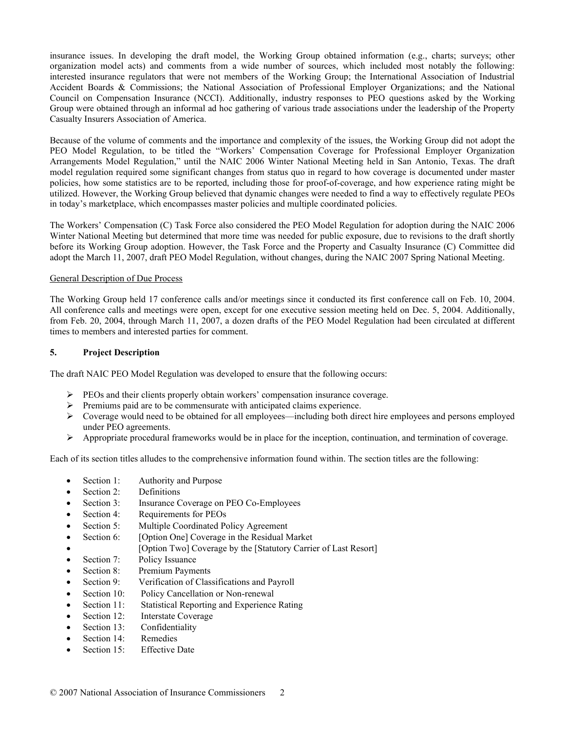insurance issues. In developing the draft model, the Working Group obtained information (e.g., charts; surveys; other organization model acts) and comments from a wide number of sources, which included most notably the following: interested insurance regulators that were not members of the Working Group; the International Association of Industrial Accident Boards & Commissions; the National Association of Professional Employer Organizations; and the National Council on Compensation Insurance (NCCI). Additionally, industry responses to PEO questions asked by the Working Group were obtained through an informal ad hoc gathering of various trade associations under the leadership of the Property Casualty Insurers Association of America.

Because of the volume of comments and the importance and complexity of the issues, the Working Group did not adopt the PEO Model Regulation, to be titled the "Workers' Compensation Coverage for Professional Employer Organization Arrangements Model Regulation," until the NAIC 2006 Winter National Meeting held in San Antonio, Texas. The draft model regulation required some significant changes from status quo in regard to how coverage is documented under master policies, how some statistics are to be reported, including those for proof-of-coverage, and how experience rating might be utilized. However, the Working Group believed that dynamic changes were needed to find a way to effectively regulate PEOs in today's marketplace, which encompasses master policies and multiple coordinated policies.

The Workers' Compensation (C) Task Force also considered the PEO Model Regulation for adoption during the NAIC 2006 Winter National Meeting but determined that more time was needed for public exposure, due to revisions to the draft shortly before its Working Group adoption. However, the Task Force and the Property and Casualty Insurance (C) Committee did adopt the March 11, 2007, draft PEO Model Regulation, without changes, during the NAIC 2007 Spring National Meeting.

General Description of Due Process

The Working Group held 17 conference calls and/or meetings since it conducted its first conference call on Feb. 10, 2004. All conference calls and meetings were open, except for one executive session meeting held on Dec. 5, 2004. Additionally, from Feb. 20, 2004, through March 11, 2007, a dozen drafts of the PEO Model Regulation had been circulated at different times to members and interested parties for comment.

## 5. Project Description

The draft NAIC PEO Model Regulation was developed to ensure that the following occurs:

- PEOs and their clients properly obtain workers' compensation insurance coverage.
- Premiums paid are to be commensurate with anticipated claims experience.
- Coverage would need to be obtained for all employees—including both direct hire employees and persons employed under PEO agreements.
- Appropriate procedural frameworks would be in place for the inception, continuation, and termination of coverage.

Each of its section titles alludes to the comprehensive information found within. The section titles are the following:

- Section 1: Authority and Purpose
- Section 2: Definitions
- Section 3: Insurance Coverage on PEO Co-Employees
- Section 4: Requirements for PEOs
- Section 5: Multiple Coordinated Policy Agreement
- Section 6: [Option One] Coverage in the Residual Market
- [Option Two] Coverage by the [Statutory Carrier of Last Resort]
- Section 7: Policy Issuance
- Section 8: Premium Payments
- Section 9: Verification of Classifications and Payroll
- Section 10: Policy Cancellation or Non-renewal
- Section 11: Statistical Reporting and Experience Rating
- Section 12: Interstate Coverage
- Section 13: Confidentiality
- Section 14: Remedies
- Section 15: Effective Date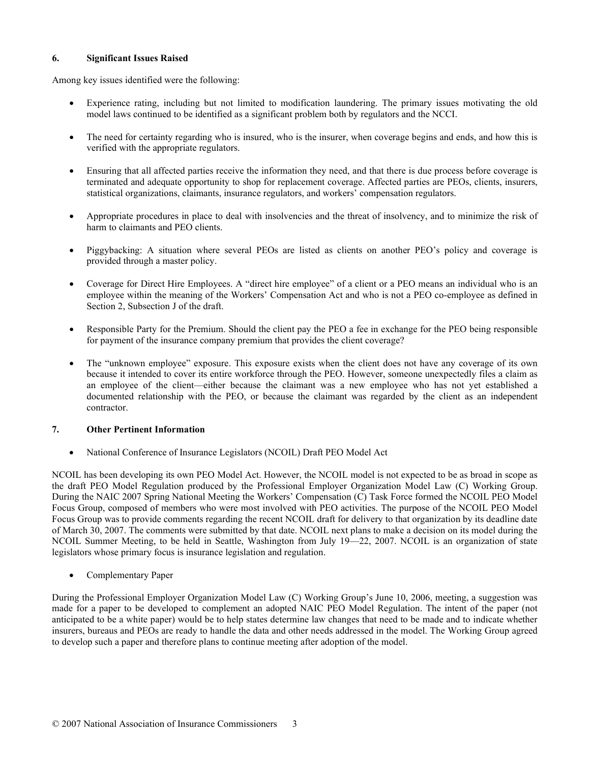## 6. Significant Issues Raised

Among key issues identified were the following:

- Experience rating, including but not limited to modification laundering. The primary issues motivating the old model laws continued to be identified as a significant problem both by regulators and the NCCI.
- The need for certainty regarding who is insured, who is the insurer, when coverage begins and ends, and how this is verified with the appropriate regulators.
- Ensuring that all affected parties receive the information they need, and that there is due process before coverage is terminated and adequate opportunity to shop for replacement coverage. Affected parties are PEOs, clients, insurers, statistical organizations, claimants, insurance regulators, and workers' compensation regulators.
- Appropriate procedures in place to deal with insolvencies and the threat of insolvency, and to minimize the risk of harm to claimants and PEO clients.
- Piggybacking: A situation where several PEOs are listed as clients on another PEO's policy and coverage is provided through a master policy.
- Coverage for Direct Hire Employees. A "direct hire employee" of a client or a PEO means an individual who is an employee within the meaning of the Workers' Compensation Act and who is not a PEO co-employee as defined in Section 2, Subsection J of the draft.
- Responsible Party for the Premium. Should the client pay the PEO a fee in exchange for the PEO being responsible for payment of the insurance company premium that provides the client coverage?
- The "unknown employee" exposure. This exposure exists when the client does not have any coverage of its own because it intended to cover its entire workforce through the PEO. However, someone unexpectedly files a claim as an employee of the client—either because the claimant was a new employee who has not yet established a documented relationship with the PEO, or because the claimant was regarded by the client as an independent contractor.

## 7. Other Pertinent Information

- National Conference of Insurance Legislators (NCOIL) Draft PEO Model Act

NCOIL has been developing its own PEO Model Act. However, the NCOIL model is not expected to be as broad in scope as the draft PEO Model Regulation produced by the Professional Employer Organization Model Law (C) Working Group. During the NAIC 2007 Spring National Meeting the Workers' Compensation (C) Task Force formed the NCOIL PEO Model Focus Group, composed of members who were most involved with PEO activities. The purpose of the NCOIL PEO Model Focus Group was to provide comments regarding the recent NCOIL draft for delivery to that organization by its deadline date of March 30, 2007. The comments were submitted by that date. NCOIL next plans to make a decision on its model during the NCOIL Summer Meeting, to be held in Seattle, Washington from July 19—22, 2007. NCOIL is an organization of state legislators whose primary focus is insurance legislation and regulation.

- Complementary Paper

During the Professional Employer Organization Model Law (C) Working Group's June 10, 2006, meeting, a suggestion was made for a paper to be developed to complement an adopted NAIC PEO Model Regulation. The intent of the paper (not anticipated to be a white paper) would be to help states determine law changes that need to be made and to indicate whether insurers, bureaus and PEOs are ready to handle the data and other needs addressed in the model. The Working Group agreed to develop such a paper and therefore plans to continue meeting after adoption of the model.